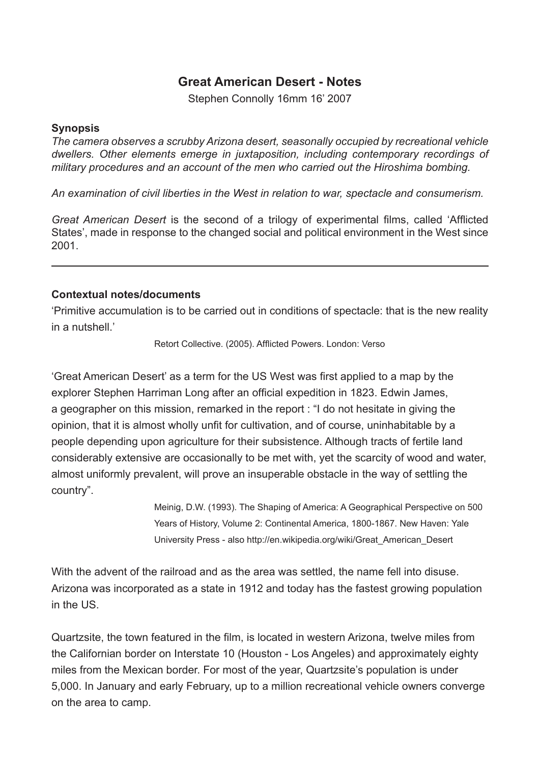# Great American Desert - Notes

Stephen Connolly 16mm 16' 2007

### Synopsis

*The camera observes a scrubby Arizona desert, seasonally occupied by recreational vehicle dwellers. Other elements emerge in juxtaposition, including contemporary recordings of military procedures and an account of the men who carried out the Hiroshima bombing.*

*An examination of civil liberties in the West in relation to war, spectacle and consumerism.*

*Great American Desert* is the second of a trilogy of experimental films, called 'Afflicted States', made in response to the changed social and political environment in the West since 2001.

---

### Contextual notes/documents

'Primitive accumulation is to be carried out in conditions of spectacle: that is the new reality in a nutshell.'

Retort Collective. (2005). Afflicted Powers. London: Verso

'Great American Desert' as a term for the US West was first applied to a map by the explorer Stephen Harriman Long after an official expedition in 1823. Edwin James, a geographer on this mission, remarked in the report : "I do not hesitate in giving the opinion, that it is almost wholly unfit for cultivation, and of course, uninhabitable by a people depending upon agriculture for their subsistence. Although tracts of fertile land considerably extensive are occasionally to be met with, yet the scarcity of wood and water, almost uniformly prevalent, will prove an insuperable obstacle in the way of settling the country".

Meinig, D.W. (1993). The Shaping of America: A Geographical Perspective on 500 Years of History, Volume 2: Continental America, 1800-1867. New Haven: Yale University Press - also http://en.wikipedia.org/wiki/Great_American_Desert

With the advent of the railroad and as the area was settled, the name fell into disuse. Arizona was incorporated as a state in 1912 and today has the fastest growing population in the US.

Quartzsite, the town featured in the film, is located in western Arizona, twelve miles from the Californian border on Interstate 10 (Houston - Los Angeles) and approximately eighty miles from the Mexican border. For most of the year, Quartzsite's population is under 5,000. In January and early February, up to a million recreational vehicle owners converge on the area to camp.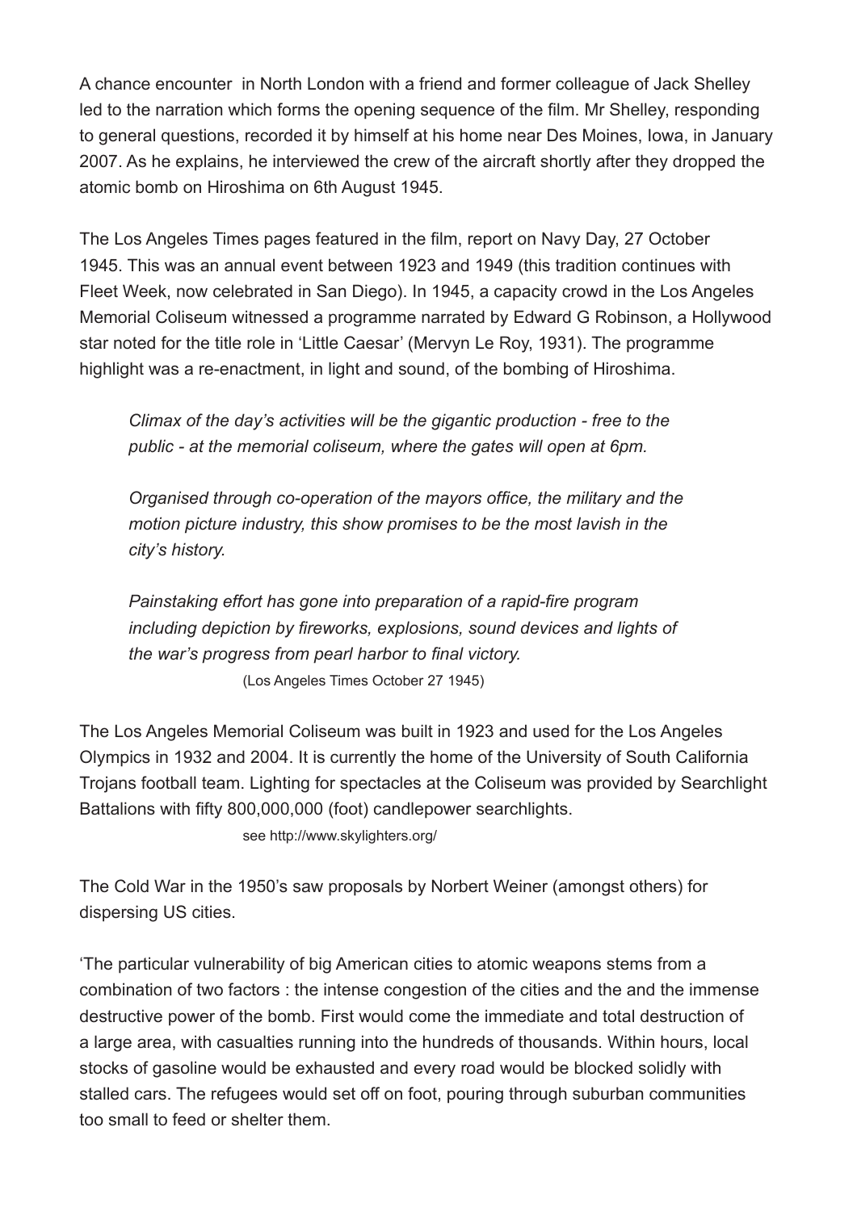A chance encounter  in North London with a friend and former colleague of Jack Shelley led to the narration which forms the opening sequence of the film. Mr Shelley, responding to general questions, recorded it by himself at his home near Des Moines, Iowa, in January 2007. As he explains, he interviewed the crew of the aircraft shortly after they dropped the atomic bomb on Hiroshima on 6th August 1945.

The Los Angeles Times pages featured in the film, report on Navy Day, 27 October 1945. This was an annual event between 1923 and 1949 (this tradition continues with Fleet Week, now celebrated in San Diego). In 1945, a capacity crowd in the Los Angeles Memorial Coliseum witnessed a programme narrated by Edward G Robinson, a Hollywood star noted for the title role in 'Little Caesar' (Mervyn Le Roy, 1931). The programme highlight was a re-enactment, in light and sound, of the bombing of Hiroshima.

> *Climax of the day's activities will be the gigantic production - free to the public - at the memorial coliseum, where the gates will open at 6pm.*
>
> *Organised through co-operation of the mayors office, the military and the motion picture industry, this show promises to be the most lavish in the city's history.*
>
> *Painstaking effort has gone into preparation of a rapid-fire program including depiction by fireworks, explosions, sound devices and lights of the war's progress from pearl harbor to final victory.*
> (Los Angeles Times October 27 1945)

The Los Angeles Memorial Coliseum was built in 1923 and used for the Los Angeles Olympics in 1932 and 2004. It is currently the home of the University of South California Trojans football team. Lighting for spectacles at the Coliseum was provided by Searchlight Battalions with fifty 800,000,000 (foot) candlepower searchlights.

see http://www.skylighters.org/

The Cold War in the 1950's saw proposals by Norbert Weiner (amongst others) for dispersing US cities.

'The particular vulnerability of big American cities to atomic weapons stems from a combination of two factors : the intense congestion of the cities and the and the immense destructive power of the bomb. First would come the immediate and total destruction of a large area, with casualties running into the hundreds of thousands. Within hours, local stocks of gasoline would be exhausted and every road would be blocked solidly with stalled cars. The refugees would set off on foot, pouring through suburban communities too small to feed or shelter them.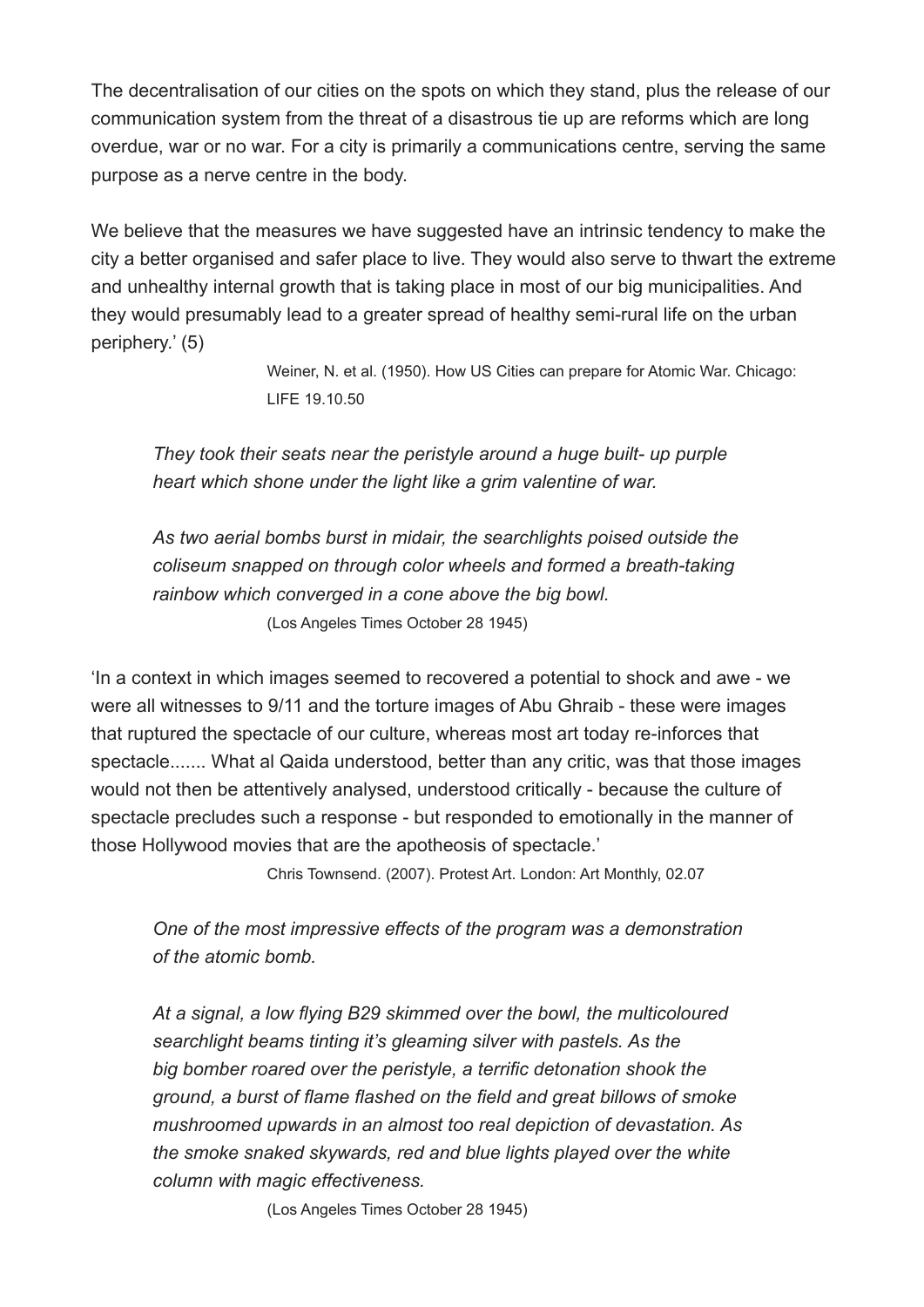The decentralisation of our cities on the spots on which they stand, plus the release of our communication system from the threat of a disastrous tie up are reforms which are long overdue, war or no war. For a city is primarily a communications centre, serving the same purpose as a nerve centre in the body.

We believe that the measures we have suggested have an intrinsic tendency to make the city a better organised and safer place to live. They would also serve to thwart the extreme and unhealthy internal growth that is taking place in most of our big municipalities. And they would presumably lead to a greater spread of healthy semi-rural life on the urban periphery.' (5)

> Weiner, N. et al. (1950). How US Cities can prepare for Atomic War. Chicago: LIFE 19.10.50

> *They took their seats near the peristyle around a huge built- up purple heart which shone under the light like a grim valentine of war.*
>
> *As two aerial bombs burst in midair, the searchlights poised outside the coliseum snapped on through color wheels and formed a breath-taking rainbow which converged in a cone above the big bowl.*
>
> (Los Angeles Times October 28 1945)

'In a context in which images seemed to recovered a potential to shock and awe - we were all witnesses to 9/11 and the torture images of Abu Ghraib - these were images that ruptured the spectacle of our culture, whereas most art today re-inforces that spectacle....... What al Qaida understood, better than any critic, was that those images would not then be attentively analysed, understood critically - because the culture of spectacle precludes such a response - but responded to emotionally in the manner of those Hollywood movies that are the apotheosis of spectacle.'

> Chris Townsend. (2007). Protest Art. London: Art Monthly, 02.07

> *One of the most impressive effects of the program was a demonstration of the atomic bomb.*
>
> *At a signal, a low flying B29 skimmed over the bowl, the multicoloured searchlight beams tinting it's gleaming silver with pastels. As the big bomber roared over the peristyle, a terrific detonation shook the ground, a burst of flame flashed on the field and great billows of smoke mushroomed upwards in an almost too real depiction of devastation. As the smoke snaked skywards, red and blue lights played over the white column with magic effectiveness.*
>
> (Los Angeles Times October 28 1945)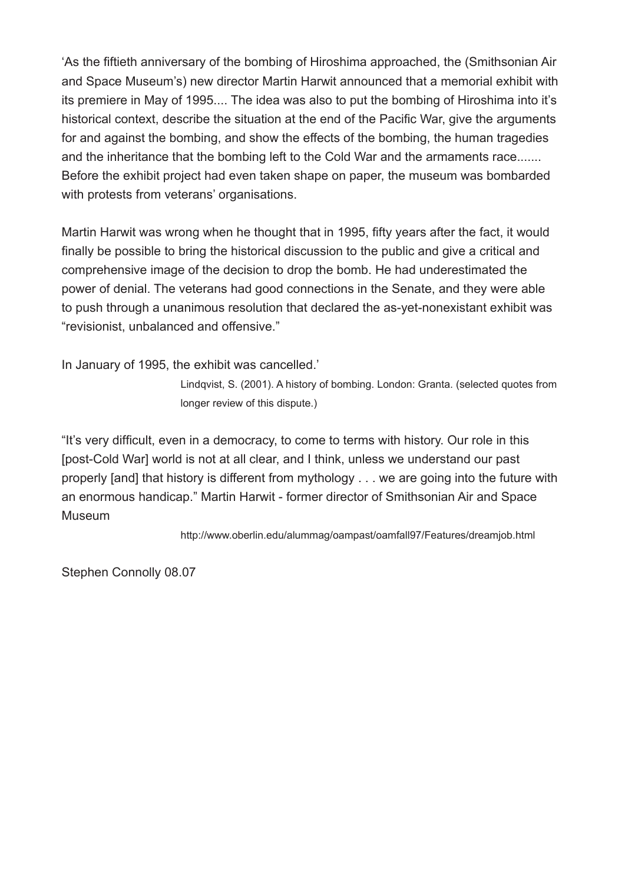'As the fiftieth anniversary of the bombing of Hiroshima approached, the (Smithsonian Air and Space Museum's) new director Martin Harwit announced that a memorial exhibit with its premiere in May of 1995.... The idea was also to put the bombing of Hiroshima into it's historical context, describe the situation at the end of the Pacific War, give the arguments for and against the bombing, and show the effects of the bombing, the human tragedies and the inheritance that the bombing left to the Cold War and the armaments race....... Before the exhibit project had even taken shape on paper, the museum was bombarded with protests from veterans' organisations.

Martin Harwit was wrong when he thought that in 1995, fifty years after the fact, it would finally be possible to bring the historical discussion to the public and give a critical and comprehensive image of the decision to drop the bomb. He had underestimated the power of denial. The veterans had good connections in the Senate, and they were able to push through a unanimous resolution that declared the as-yet-nonexistant exhibit was "revisionist, unbalanced and offensive."

In January of 1995, the exhibit was cancelled.'

Lindqvist, S. (2001). A history of bombing. London: Granta. (selected quotes from longer review of this dispute.)

"It's very difficult, even in a democracy, to come to terms with history. Our role in this [post-Cold War] world is not at all clear, and I think, unless we understand our past properly [and] that history is different from mythology . . . we are going into the future with an enormous handicap." Martin Harwit - former director of Smithsonian Air and Space Museum

http://www.oberlin.edu/alummag/oampast/oamfall97/Features/dreamjob.html

Stephen Connolly 08.07